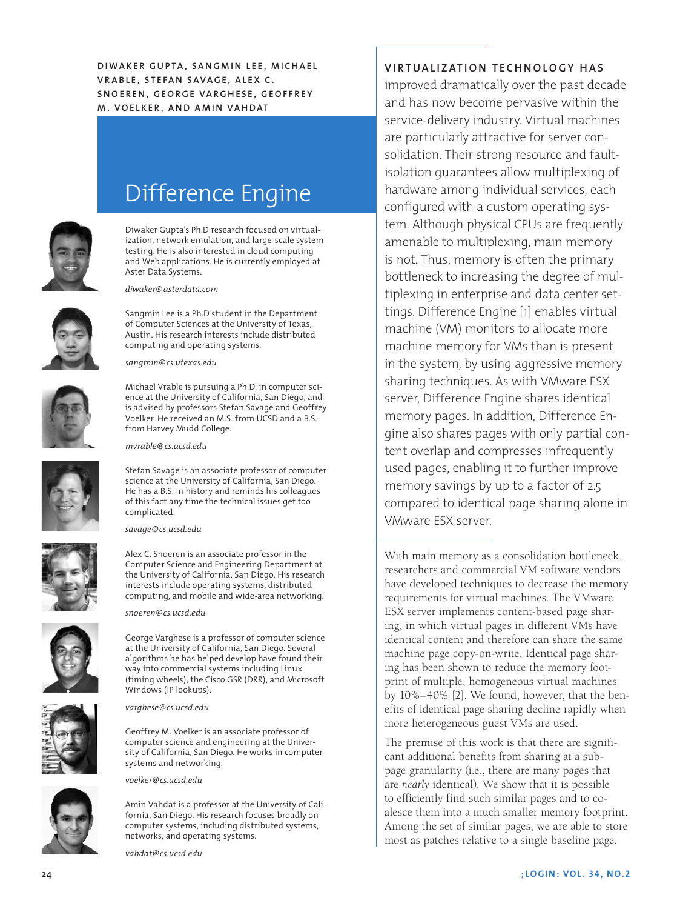**DIWAKER GUPTA, SANGMIN LEE, MICHAEL VRABLE, STEFAN SAVAGE, ALEX C. SNOEREN, GEORGE VARGHESE, GEOFFREY M. VOELKER, AND AMIN VAHDAT**

# Difference Engine

Diwaker Gupta's Ph.D research focused on virtualization, network emulation, and large-scale system testing. He is also interested in cloud computing and Web applications. He is currently employed at Aster Data Systems.

*diwaker@asterdata.com*

Sangmin Lee is a Ph.D student in the Department of Computer Sciences at the University of Texas, Austin. His research interests include distributed computing and operating systems.

*sangmin@cs.utexas.edu*

Michael Vrable is pursuing a Ph.D. in computer science at the University of California, San Diego, and is advised by professors Stefan Savage and Geoffrey Voelker. He received an M.S. from UCSD and a B.S. from Harvey Mudd College.

*mvrable@cs.ucsd.edu*

Stefan Savage is an associate professor of computer science at the University of California, San Diego. He has a B.S. in history and reminds his colleagues of this fact any time the technical issues get too complicated.

*savage@cs.ucsd.edu*

Alex C. Snoeren is an associate professor in the Computer Science and Engineering Department at the University of California, San Diego. His research interests include operating systems, distributed computing, and mobile and wide-area networking.

*snoeren@cs.ucsd.edu*

George Varghese is a professor of computer science at the University of California, San Diego. Several algorithms he has helped develop have found their way into commercial systems including Linux (timing wheels), the Cisco GSR (DRR), and Microsoft Windows (IP lookups).

*varghese@cs.ucsd.edu*

Geoffrey M. Voelker is an associate professor of computer science and engineering at the University of California, San Diego. He works in computer systems and networking.

*voelker@cs.ucsd.edu*

Amin Vahdat is a professor at the University of California, San Diego. His research focuses broadly on computer systems, including distributed systems, networks, and operating systems.

*vahdat@cs.ucsd.edu*

**VIRTUALIZATION TECHNOLOGY HAS** improved dramatically over the past decade and has now become pervasive within the service-delivery industry. Virtual machines are particularly attractive for server consolidation. Their strong resource and fault-isolation guarantees allow multiplexing of hardware among individual services, each configured with a custom operating system. Although physical CPUs are frequently amenable to multiplexing, main memory is not. Thus, memory is often the primary bottleneck to increasing the degree of multiplexing in enterprise and data center settings. Difference Engine [1] enables virtual machine (VM) monitors to allocate more machine memory for VMs than is present in the system, by using aggressive memory sharing techniques. As with VMware ESX server, Difference Engine shares identical memory pages. In addition, Difference Engine also shares pages with only partial content overlap and compresses infrequently used pages, enabling it to further improve memory savings by up to a factor of 2.5 compared to identical page sharing alone in VMware ESX server.

With main memory as a consolidation bottleneck, researchers and commercial VM software vendors have developed techniques to decrease the memory requirements for virtual machines. The VMware ESX server implements content-based page sharing, in which virtual pages in different VMs have identical content and therefore can share the same machine page copy-on-write. Identical page sharing has been shown to reduce the memory footprint of multiple, homogeneous virtual machines by 10%–40% [2]. We found, however, that the benefits of identical page sharing decline rapidly when more heterogeneous guest VMs are used.

The premise of this work is that there are significant additional benefits from sharing at a sub-page granularity (i.e., there are many pages that are *nearly* identical). We show that it is possible to efficiently find such similar pages and to coalesce them into a much smaller memory footprint. Among the set of similar pages, we are able to store most as patches relative to a single baseline page.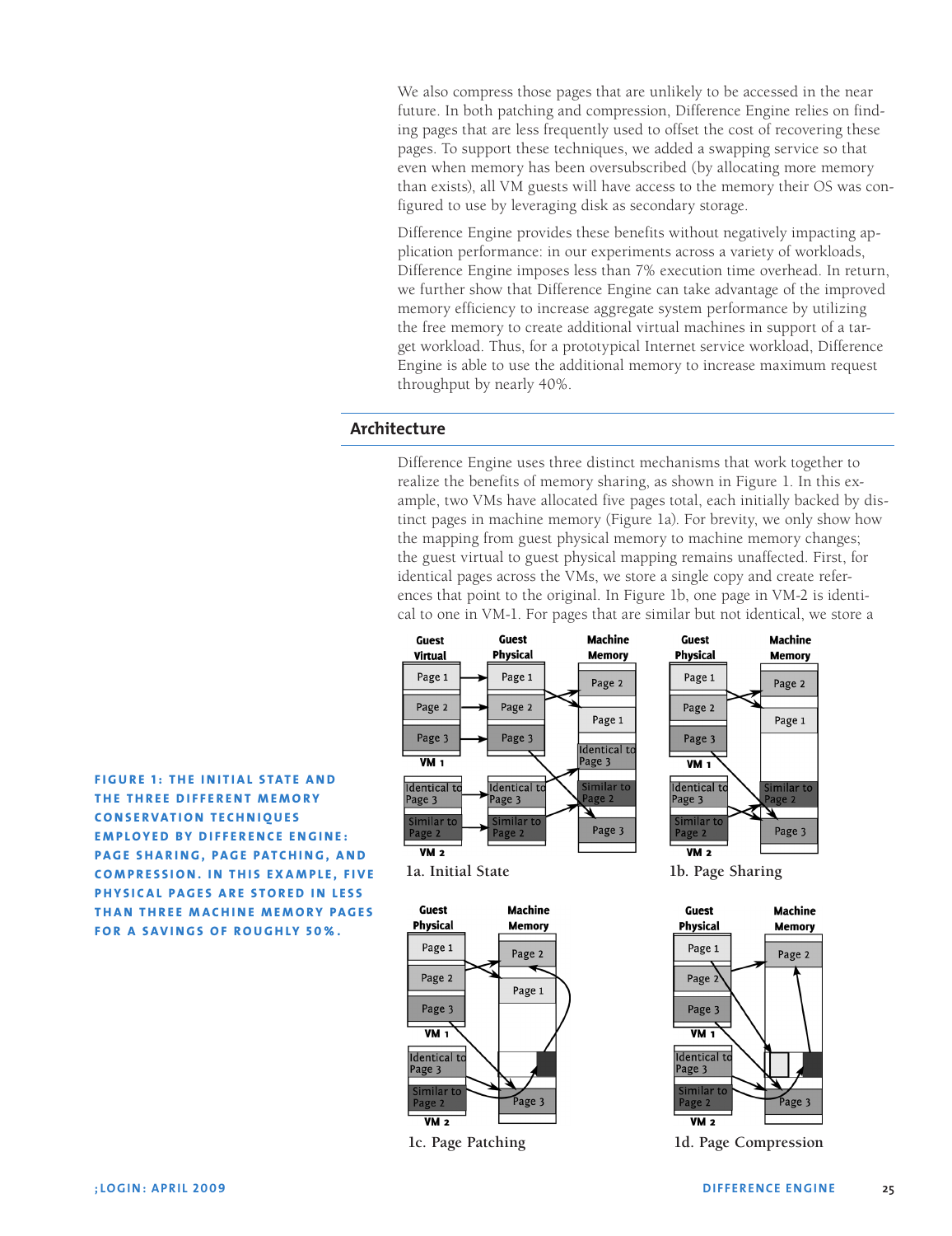We also compress those pages that are unlikely to be accessed in the near future. In both patching and compression, Difference Engine relies on finding pages that are less frequently used to offset the cost of recovering these pages. To support these techniques, we added a swapping service so that even when memory has been oversubscribed (by allocating more memory than exists), all VM guests will have access to the memory their OS was configured to use by leveraging disk as secondary storage.

Difference Engine provides these benefits without negatively impacting application performance: in our experiments across a variety of workloads, Difference Engine imposes less than 7% execution time overhead. In return, we further show that Difference Engine can take advantage of the improved memory efficiency to increase aggregate system performance by utilizing the free memory to create additional virtual machines in support of a target workload. Thus, for a prototypical Internet service workload, Difference Engine is able to use the additional memory to increase maximum request throughput by nearly 40%.

## Architecture

Difference Engine uses three distinct mechanisms that work together to realize the benefits of memory sharing, as shown in Figure 1. In this example, two VMs have allocated five pages total, each initially backed by distinct pages in machine memory (Figure 1a). For brevity, we only show how the mapping from guest physical memory to machine memory changes; the guest virtual to guest physical mapping remains unaffected. First, for identical pages across the VMs, we store a single copy and create references that point to the original. In Figure 1b, one page in VM-2 is identical to one in VM-1. For pages that are similar but not identical, we store a

1a. Initial State

1b. Page Sharing

1c. Page Patching

1d. Page Compression

FIGURE 1: THE INITIAL STATE AND THE THREE DIFFERENT MEMORY CONSERVATION TECHNIQUES EMPLOYED BY DIFFERENCE ENGINE: PAGE SHARING, PAGE PATCHING, AND COMPRESSION. IN THIS EXAMPLE, FIVE PHYSICAL PAGES ARE STORED IN LESS THAN THREE MACHINE MEMORY PAGES FOR A SAVINGS OF ROUGHLY 50%.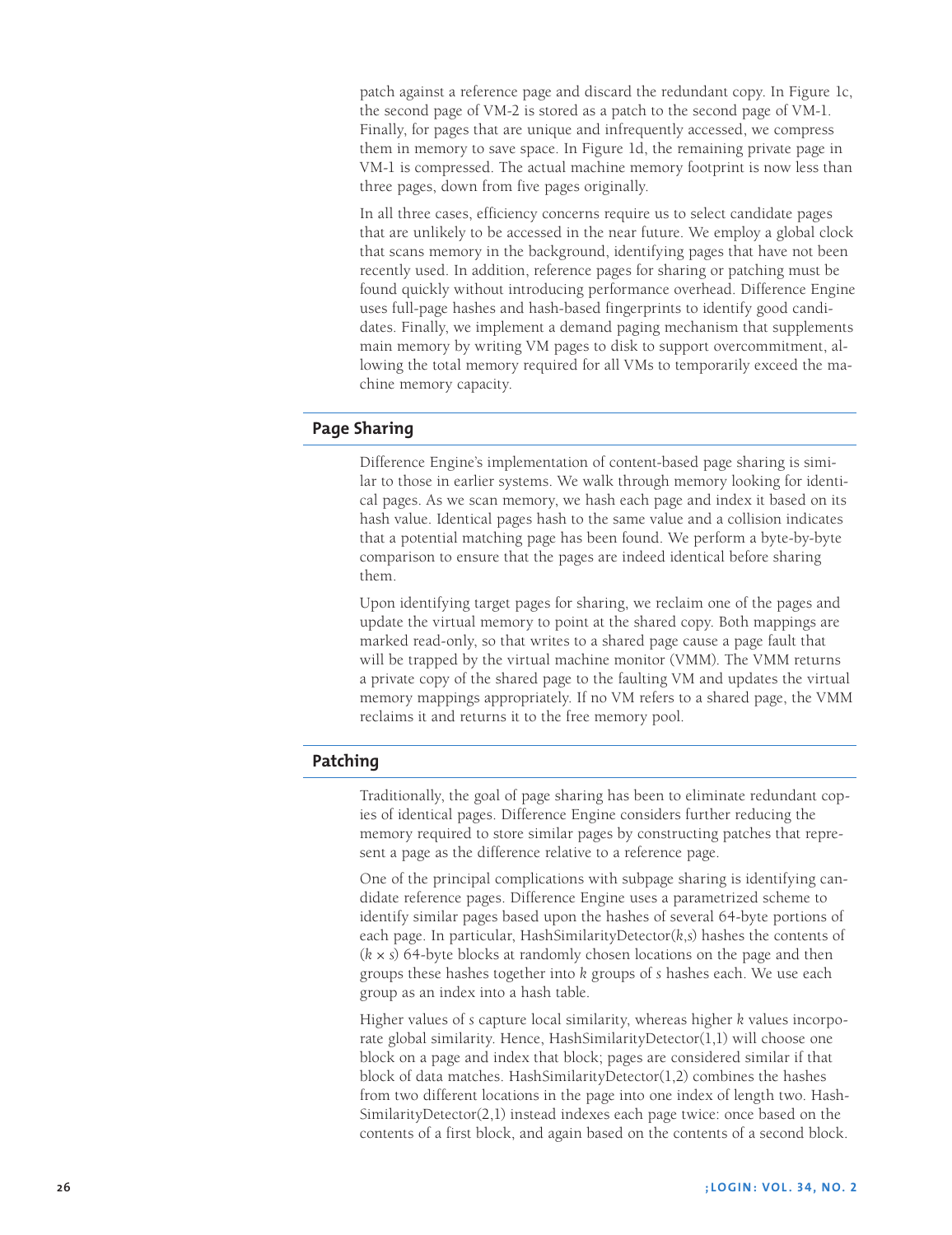patch against a reference page and discard the redundant copy. In Figure 1c, the second page of VM-2 is stored as a patch to the second page of VM-1. Finally, for pages that are unique and infrequently accessed, we compress them in memory to save space. In Figure 1d, the remaining private page in VM-1 is compressed. The actual machine memory footprint is now less than three pages, down from five pages originally.

In all three cases, efficiency concerns require us to select candidate pages that are unlikely to be accessed in the near future. We employ a global clock that scans memory in the background, identifying pages that have not been recently used. In addition, reference pages for sharing or patching must be found quickly without introducing performance overhead. Difference Engine uses full-page hashes and hash-based fingerprints to identify good candidates. Finally, we implement a demand paging mechanism that supplements main memory by writing VM pages to disk to support overcommitment, allowing the total memory required for all VMs to temporarily exceed the machine memory capacity.

## Page Sharing

Difference Engine's implementation of content-based page sharing is similar to those in earlier systems. We walk through memory looking for identical pages. As we scan memory, we hash each page and index it based on its hash value. Identical pages hash to the same value and a collision indicates that a potential matching page has been found. We perform a byte-by-byte comparison to ensure that the pages are indeed identical before sharing them.

Upon identifying target pages for sharing, we reclaim one of the pages and update the virtual memory to point at the shared copy. Both mappings are marked read-only, so that writes to a shared page cause a page fault that will be trapped by the virtual machine monitor (VMM). The VMM returns a private copy of the shared page to the faulting VM and updates the virtual memory mappings appropriately. If no VM refers to a shared page, the VMM reclaims it and returns it to the free memory pool.

## Patching

Traditionally, the goal of page sharing has been to eliminate redundant copies of identical pages. Difference Engine considers further reducing the memory required to store similar pages by constructing patches that represent a page as the difference relative to a reference page.

One of the principal complications with subpage sharing is identifying candidate reference pages. Difference Engine uses a parametrized scheme to identify similar pages based upon the hashes of several 64-byte portions of each page. In particular, HashSimilarityDetector($k$,$s$) hashes the contents of ($k \times s$) 64-byte blocks at randomly chosen locations on the page and then groups these hashes together into $k$ groups of $s$ hashes each. We use each group as an index into a hash table.

Higher values of $s$ capture local similarity, whereas higher $k$ values incorporate global similarity. Hence, HashSimilarityDetector(1,1) will choose one block on a page and index that block; pages are considered similar if that block of data matches. HashSimilarityDetector(1,2) combines the hashes from two different locations in the page into one index of length two. HashSimilarityDetector(2,1) instead indexes each page twice: once based on the contents of a first block, and again based on the contents of a second block.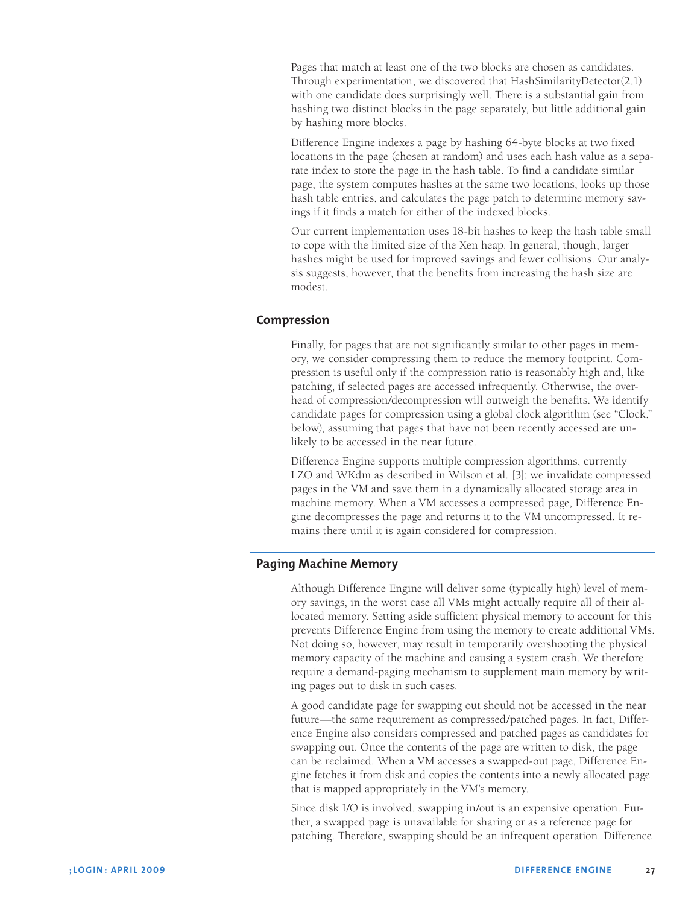Pages that match at least one of the two blocks are chosen as candidates. Through experimentation, we discovered that HashSimilarityDetector(2,1) with one candidate does surprisingly well. There is a substantial gain from hashing two distinct blocks in the page separately, but little additional gain by hashing more blocks.

Difference Engine indexes a page by hashing 64-byte blocks at two fixed locations in the page (chosen at random) and uses each hash value as a separate index to store the page in the hash table. To find a candidate similar page, the system computes hashes at the same two locations, looks up those hash table entries, and calculates the page patch to determine memory savings if it finds a match for either of the indexed blocks.

Our current implementation uses 18-bit hashes to keep the hash table small to cope with the limited size of the Xen heap. In general, though, larger hashes might be used for improved savings and fewer collisions. Our analysis suggests, however, that the benefits from increasing the hash size are modest.

## Compression

Finally, for pages that are not significantly similar to other pages in memory, we consider compressing them to reduce the memory footprint. Compression is useful only if the compression ratio is reasonably high and, like patching, if selected pages are accessed infrequently. Otherwise, the overhead of compression/decompression will outweigh the benefits. We identify candidate pages for compression using a global clock algorithm (see "Clock," below), assuming that pages that have not been recently accessed are unlikely to be accessed in the near future.

Difference Engine supports multiple compression algorithms, currently LZO and WKdm as described in Wilson et al. [3]; we invalidate compressed pages in the VM and save them in a dynamically allocated storage area in machine memory. When a VM accesses a compressed page, Difference Engine decompresses the page and returns it to the VM uncompressed. It remains there until it is again considered for compression.

## Paging Machine Memory

Although Difference Engine will deliver some (typically high) level of memory savings, in the worst case all VMs might actually require all of their allocated memory. Setting aside sufficient physical memory to account for this prevents Difference Engine from using the memory to create additional VMs. Not doing so, however, may result in temporarily overshooting the physical memory capacity of the machine and causing a system crash. We therefore require a demand-paging mechanism to supplement main memory by writing pages out to disk in such cases.

A good candidate page for swapping out should not be accessed in the near future—the same requirement as compressed/patched pages. In fact, Difference Engine also considers compressed and patched pages as candidates for swapping out. Once the contents of the page are written to disk, the page can be reclaimed. When a VM accesses a swapped-out page, Difference Engine fetches it from disk and copies the contents into a newly allocated page that is mapped appropriately in the VM's memory.

Since disk I/O is involved, swapping in/out is an expensive operation. Further, a swapped page is unavailable for sharing or as a reference page for patching. Therefore, swapping should be an infrequent operation. Difference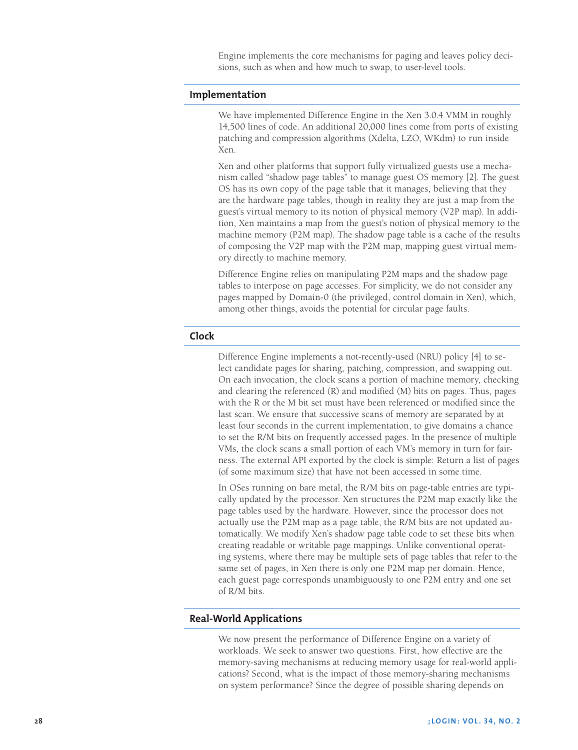Engine implements the core mechanisms for paging and leaves policy decisions, such as when and how much to swap, to user-level tools.

## Implementation

We have implemented Difference Engine in the Xen 3.0.4 VMM in roughly 14,500 lines of code. An additional 20,000 lines come from ports of existing patching and compression algorithms (Xdelta, LZO, WKdm) to run inside Xen.

Xen and other platforms that support fully virtualized guests use a mechanism called "shadow page tables" to manage guest OS memory [2]. The guest OS has its own copy of the page table that it manages, believing that they are the hardware page tables, though in reality they are just a map from the guest's virtual memory to its notion of physical memory (V2P map). In addition, Xen maintains a map from the guest's notion of physical memory to the machine memory (P2M map). The shadow page table is a cache of the results of composing the V2P map with the P2M map, mapping guest virtual memory directly to machine memory.

Difference Engine relies on manipulating P2M maps and the shadow page tables to interpose on page accesses. For simplicity, we do not consider any pages mapped by Domain-0 (the privileged, control domain in Xen), which, among other things, avoids the potential for circular page faults.

## Clock

Difference Engine implements a not-recently-used (NRU) policy [4] to select candidate pages for sharing, patching, compression, and swapping out. On each invocation, the clock scans a portion of machine memory, checking and clearing the referenced (R) and modified (M) bits on pages. Thus, pages with the R or the M bit set must have been referenced or modified since the last scan. We ensure that successive scans of memory are separated by at least four seconds in the current implementation, to give domains a chance to set the R/M bits on frequently accessed pages. In the presence of multiple VMs, the clock scans a small portion of each VM's memory in turn for fairness. The external API exported by the clock is simple: Return a list of pages (of some maximum size) that have not been accessed in some time.

In OSes running on bare metal, the R/M bits on page-table entries are typically updated by the processor. Xen structures the P2M map exactly like the page tables used by the hardware. However, since the processor does not actually use the P2M map as a page table, the R/M bits are not updated automatically. We modify Xen's shadow page table code to set these bits when creating readable or writable page mappings. Unlike conventional operating systems, where there may be multiple sets of page tables that refer to the same set of pages, in Xen there is only one P2M map per domain. Hence, each guest page corresponds unambiguously to one P2M entry and one set of R/M bits.

## Real-World Applications

We now present the performance of Difference Engine on a variety of workloads. We seek to answer two questions. First, how effective are the memory-saving mechanisms at reducing memory usage for real-world applications? Second, what is the impact of those memory-sharing mechanisms on system performance? Since the degree of possible sharing depends on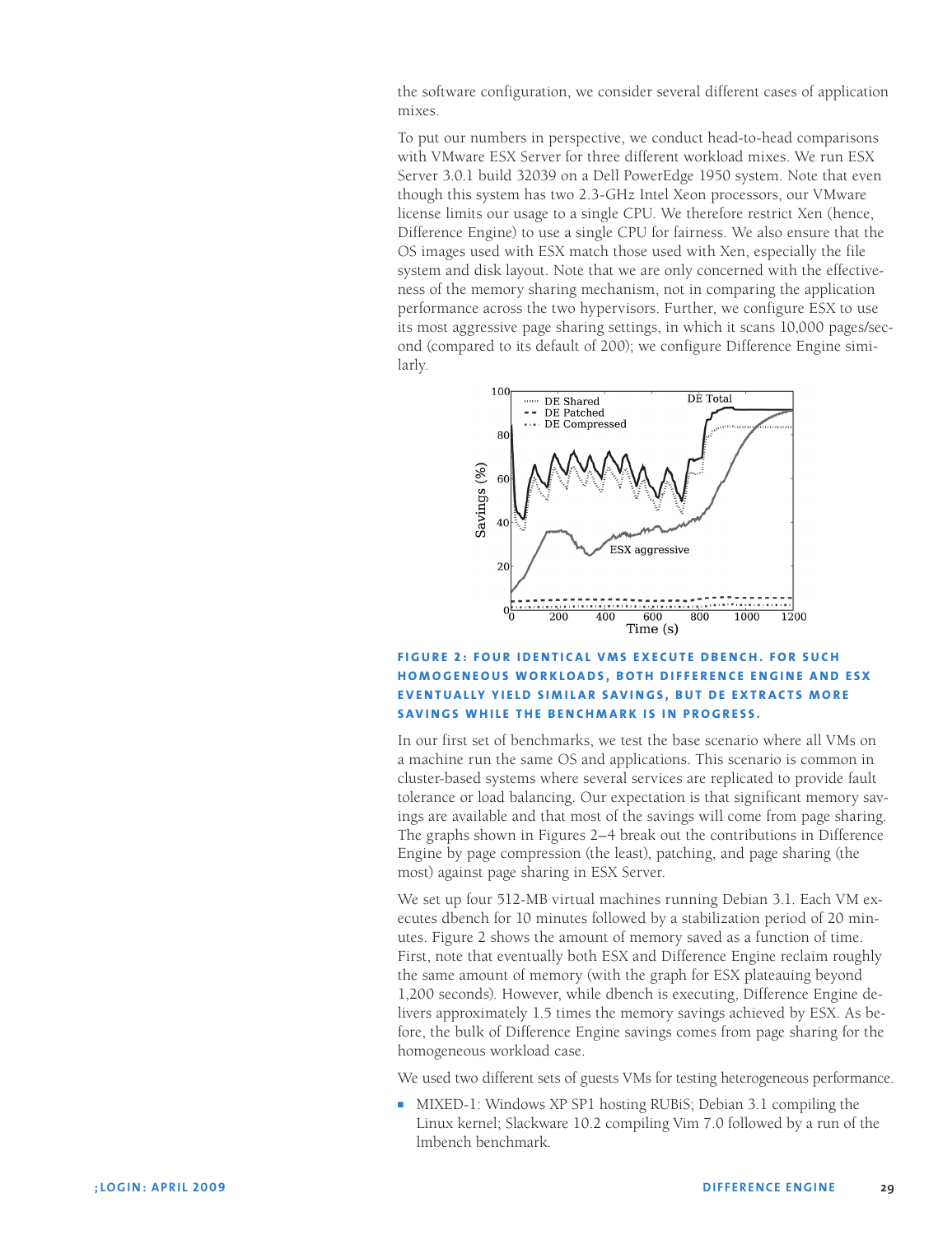the software configuration, we consider several different cases of application mixes.

To put our numbers in perspective, we conduct head-to-head comparisons with VMware ESX Server for three different workload mixes. We run ESX Server 3.0.1 build 32039 on a Dell PowerEdge 1950 system. Note that even though this system has two 2.3-GHz Intel Xeon processors, our VMware license limits our usage to a single CPU. We therefore restrict Xen (hence, Difference Engine) to use a single CPU for fairness. We also ensure that the OS images used with ESX match those used with Xen, especially the file system and disk layout. Note that we are only concerned with the effectiveness of the memory sharing mechanism, not in comparing the application performance across the two hypervisors. Further, we configure ESX to use its most aggressive page sharing settings, in which it scans 10,000 pages/second (compared to its default of 200); we configure Difference Engine similarly.

**FIGURE 2: FOUR IDENTICAL VMS EXECUTE DBENCH. FOR SUCH HOMOGENEOUS WORKLOADS, BOTH DIFFERENCE ENGINE AND ESX EVENTUALLY YIELD SIMILAR SAVINGS, BUT DE EXTRACTS MORE SAVINGS WHILE THE BENCHMARK IS IN PROGRESS.**

In our first set of benchmarks, we test the base scenario where all VMs on a machine run the same OS and applications. This scenario is common in cluster-based systems where several services are replicated to provide fault tolerance or load balancing. Our expectation is that significant memory savings are available and that most of the savings will come from page sharing. The graphs shown in Figures 2–4 break out the contributions in Difference Engine by page compression (the least), patching, and page sharing (the most) against page sharing in ESX Server.

We set up four 512-MB virtual machines running Debian 3.1. Each VM executes dbench for 10 minutes followed by a stabilization period of 20 minutes. Figure 2 shows the amount of memory saved as a function of time. First, note that eventually both ESX and Difference Engine reclaim roughly the same amount of memory (with the graph for ESX plateauing beyond 1,200 seconds). However, while dbench is executing, Difference Engine delivers approximately 1.5 times the memory savings achieved by ESX. As before, the bulk of Difference Engine savings comes from page sharing for the homogeneous workload case.

We used two different sets of guests VMs for testing heterogeneous performance.

- MIXED-1: Windows XP SP1 hosting RUBiS; Debian 3.1 compiling the Linux kernel; Slackware 10.2 compiling Vim 7.0 followed by a run of the lmbench benchmark.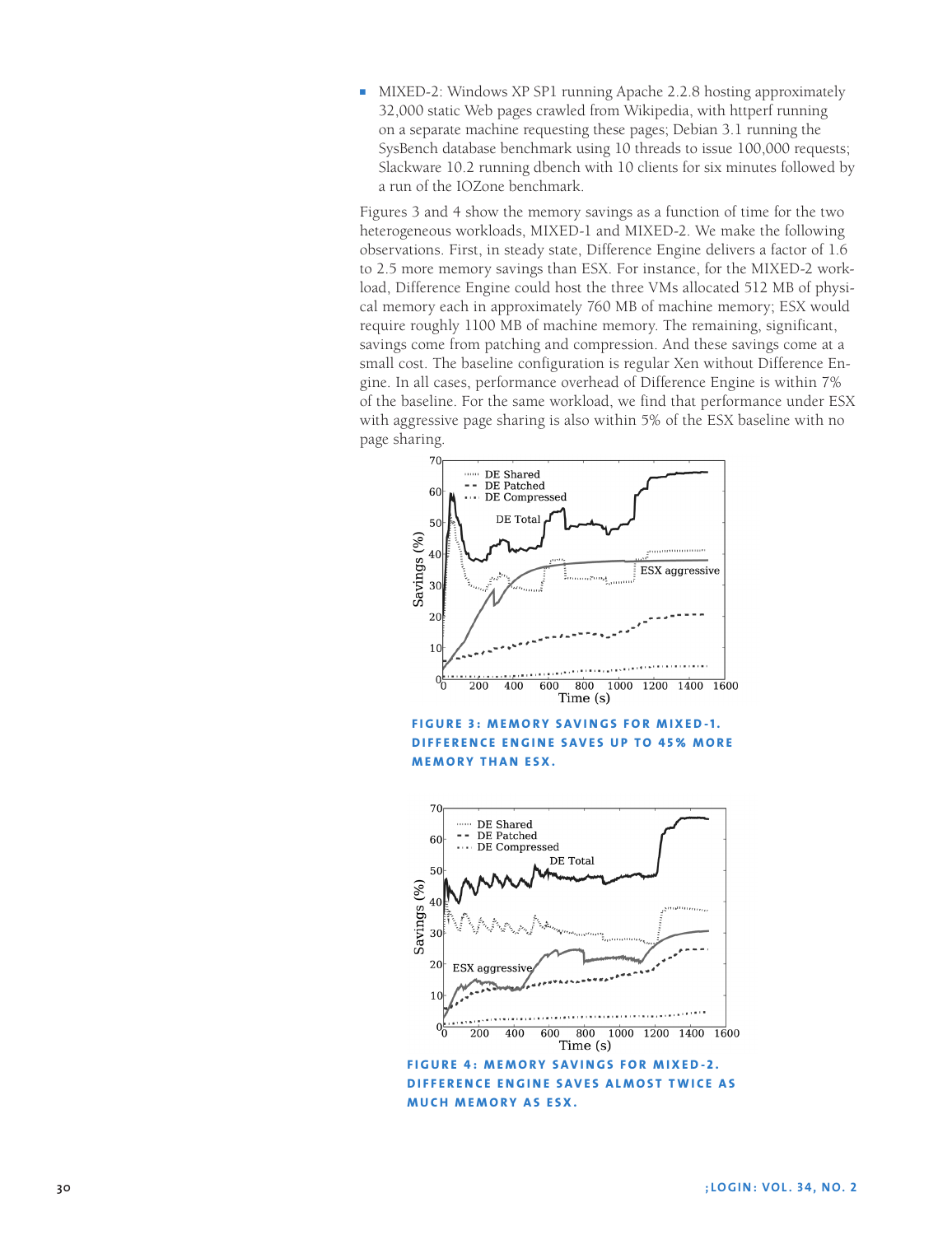- MIXED-2: Windows XP SP1 running Apache 2.2.8 hosting approximately 32,000 static Web pages crawled from Wikipedia, with httperf running on a separate machine requesting these pages; Debian 3.1 running the SysBench database benchmark using 10 threads to issue 100,000 requests; Slackware 10.2 running dbench with 10 clients for six minutes followed by a run of the IOZone benchmark.

Figures 3 and 4 show the memory savings as a function of time for the two heterogeneous workloads, MIXED-1 and MIXED-2. We make the following observations. First, in steady state, Difference Engine delivers a factor of 1.6 to 2.5 more memory savings than ESX. For instance, for the MIXED-2 workload, Difference Engine could host the three VMs allocated 512 MB of physical memory each in approximately 760 MB of machine memory; ESX would require roughly 1100 MB of machine memory. The remaining, significant, savings come from patching and compression. And these savings come at a small cost. The baseline configuration is regular Xen without Difference Engine. In all cases, performance overhead of Difference Engine is within 7% of the baseline. For the same workload, we find that performance under ESX with aggressive page sharing is also within 5% of the ESX baseline with no page sharing.

FIGURE 3: MEMORY SAVINGS FOR MIXED-1. DIFFERENCE ENGINE SAVES UP TO 45% MORE MEMORY THAN ESX.

FIGURE 4: MEMORY SAVINGS FOR MIXED-2. DIFFERENCE ENGINE SAVES ALMOST TWICE AS MUCH MEMORY AS ESX.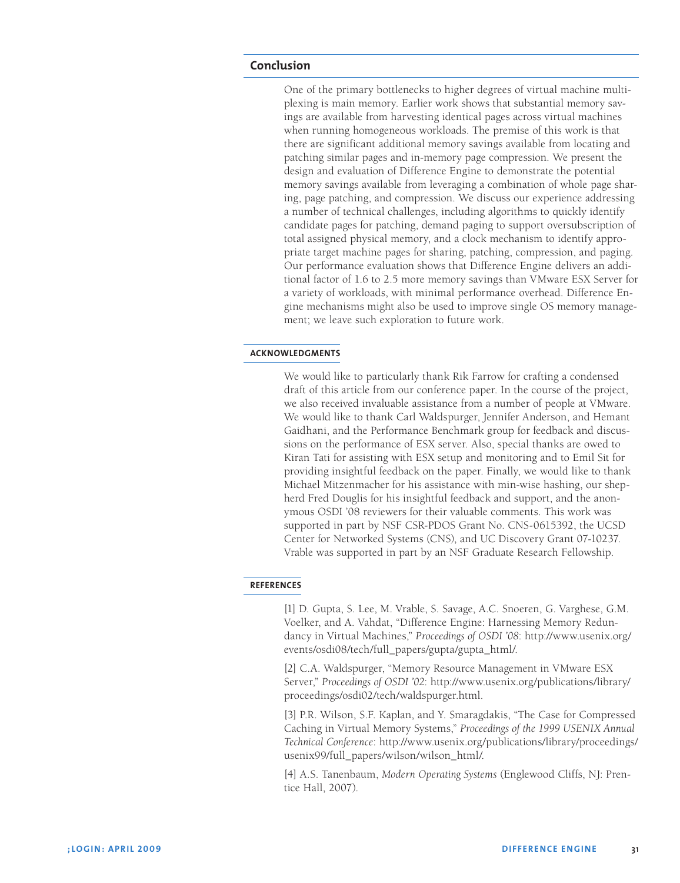## Conclusion

One of the primary bottlenecks to higher degrees of virtual machine multiplexing is main memory. Earlier work shows that substantial memory savings are available from harvesting identical pages across virtual machines when running homogeneous workloads. The premise of this work is that there are significant additional memory savings available from locating and patching similar pages and in-memory page compression. We present the design and evaluation of Difference Engine to demonstrate the potential memory savings available from leveraging a combination of whole page sharing, page patching, and compression. We discuss our experience addressing a number of technical challenges, including algorithms to quickly identify candidate pages for patching, demand paging to support oversubscription of total assigned physical memory, and a clock mechanism to identify appropriate target machine pages for sharing, patching, compression, and paging. Our performance evaluation shows that Difference Engine delivers an additional factor of 1.6 to 2.5 more memory savings than VMware ESX Server for a variety of workloads, with minimal performance overhead. Difference Engine mechanisms might also be used to improve single OS memory management; we leave such exploration to future work.

### ACKNOWLEDGMENTS

We would like to particularly thank Rik Farrow for crafting a condensed draft of this article from our conference paper. In the course of the project, we also received invaluable assistance from a number of people at VMware. We would like to thank Carl Waldspurger, Jennifer Anderson, and Hemant Gaidhani, and the Performance Benchmark group for feedback and discussions on the performance of ESX server. Also, special thanks are owed to Kiran Tati for assisting with ESX setup and monitoring and to Emil Sit for providing insightful feedback on the paper. Finally, we would like to thank Michael Mitzenmacher for his assistance with min-wise hashing, our shepherd Fred Douglis for his insightful feedback and support, and the anonymous OSDI '08 reviewers for their valuable comments. This work was supported in part by NSF CSR-PDOS Grant No. CNS-0615392, the UCSD Center for Networked Systems (CNS), and UC Discovery Grant 07-10237. Vrable was supported in part by an NSF Graduate Research Fellowship.

### REFERENCES

[1] D. Gupta, S. Lee, M. Vrable, S. Savage, A.C. Snoeren, G. Varghese, G.M. Voelker, and A. Vahdat, "Difference Engine: Harnessing Memory Redundancy in Virtual Machines," *Proceedings of OSDI '08*: http://www.usenix.org/events/osdi08/tech/full_papers/gupta/gupta_html/.

[2] C.A. Waldspurger, "Memory Resource Management in VMware ESX Server," *Proceedings of OSDI '02*: http://www.usenix.org/publications/library/proceedings/osdi02/tech/waldspurger.html.

[3] P.R. Wilson, S.F. Kaplan, and Y. Smaragdakis, "The Case for Compressed Caching in Virtual Memory Systems," *Proceedings of the 1999 USENIX Annual Technical Conference*: http://www.usenix.org/publications/library/proceedings/usenix99/full_papers/wilson/wilson_html/.

[4] A.S. Tanenbaum, *Modern Operating Systems* (Englewood Cliffs, NJ: Prentice Hall, 2007).